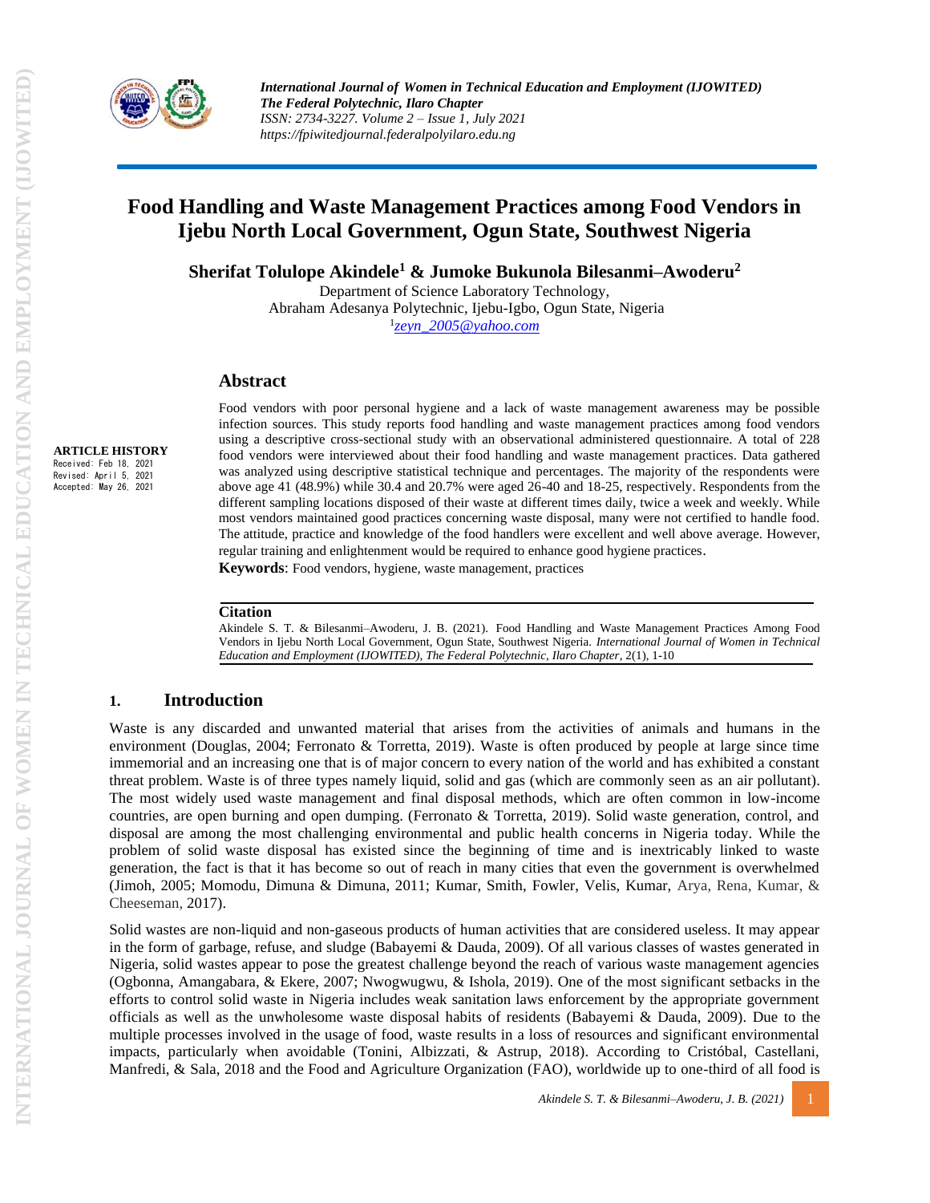# Food Handling and Waste Management Practices among Food Vendors in Ijebu North Local Government, Ogun State, Southwest Nigeria

**Sherifat Tolulope Akindele[1] & Jumoke Bukunola Bilesanmi–Awoderu[2]**

Department of Science Laboratory Technology,
Abraham Adesanya Polytechnic, Ijebu-Igbo, Ogun State, Nigeria
[1]zeyn_2005@yahoo.com

**ARTICLE HISTORY**
Received: Feb 18, 2021
Revised: April 5, 2021
Accepted: May 26, 2021

## Abstract

Food vendors with poor personal hygiene and a lack of waste management awareness may be possible infection sources. This study reports food handling and waste management practices among food vendors using a descriptive cross-sectional study with an observational administered questionnaire. A total of 228 food vendors were interviewed about their food handling and waste management practices. Data gathered was analyzed using descriptive statistical technique and percentages. The majority of the respondents were above age 41 (48.9%) while 30.4 and 20.7% were aged 26-40 and 18-25, respectively. Respondents from the different sampling locations disposed of their waste at different times daily, twice a week and weekly. While most vendors maintained good practices concerning waste disposal, many were not certified to handle food. The attitude, practice and knowledge of the food handlers were excellent and well above average. However, regular training and enlightenment would be required to enhance good hygiene practices.

**Keywords**: Food vendors, hygiene, waste management, practices

**Citation**

Akindele S. T. & Bilesanmi–Awoderu, J. B. (2021). Food Handling and Waste Management Practices Among Food Vendors in Ijebu North Local Government, Ogun State, Southwest Nigeria. *International Journal of Women in Technical Education and Employment (IJOWITED), The Federal Polytechnic, Ilaro Chapter*, 2(1), 1-10

## 1. Introduction

Waste is any discarded and unwanted material that arises from the activities of animals and humans in the environment (Douglas, 2004; Ferronato & Torretta, 2019). Waste is often produced by people at large since time immemorial and an increasing one that is of major concern to every nation of the world and has exhibited a constant threat problem. Waste is of three types namely liquid, solid and gas (which are commonly seen as an air pollutant). The most widely used waste management and final disposal methods, which are often common in low-income countries, are open burning and open dumping. (Ferronato & Torretta, 2019). Solid waste generation, control, and disposal are among the most challenging environmental and public health concerns in Nigeria today. While the problem of solid waste disposal has existed since the beginning of time and is inextricably linked to waste generation, the fact is that it has become so out of reach in many cities that even the government is overwhelmed (Jimoh, 2005; Momodu, Dimuna & Dimuna, 2011; Kumar, Smith, Fowler, Velis, Kumar, Arya, Rena, Kumar, & Cheeseman, 2017).

Solid wastes are non-liquid and non-gaseous products of human activities that are considered useless. It may appear in the form of garbage, refuse, and sludge (Babayemi & Dauda, 2009). Of all various classes of wastes generated in Nigeria, solid wastes appear to pose the greatest challenge beyond the reach of various waste management agencies (Ogbonna, Amangabara, & Ekere, 2007; Nwogwugwu, & Ishola, 2019). One of the most significant setbacks in the efforts to control solid waste in Nigeria includes weak sanitation laws enforcement by the appropriate government officials as well as the unwholesome waste disposal habits of residents (Babayemi & Dauda, 2009). Due to the multiple processes involved in the usage of food, waste results in a loss of resources and significant environmental impacts, particularly when avoidable (Tonini, Albizzati, & Astrup, 2018). According to Cristóbal, Castellani, Manfredi, & Sala, 2018 and the Food and Agriculture Organization (FAO), worldwide up to one-third of all food is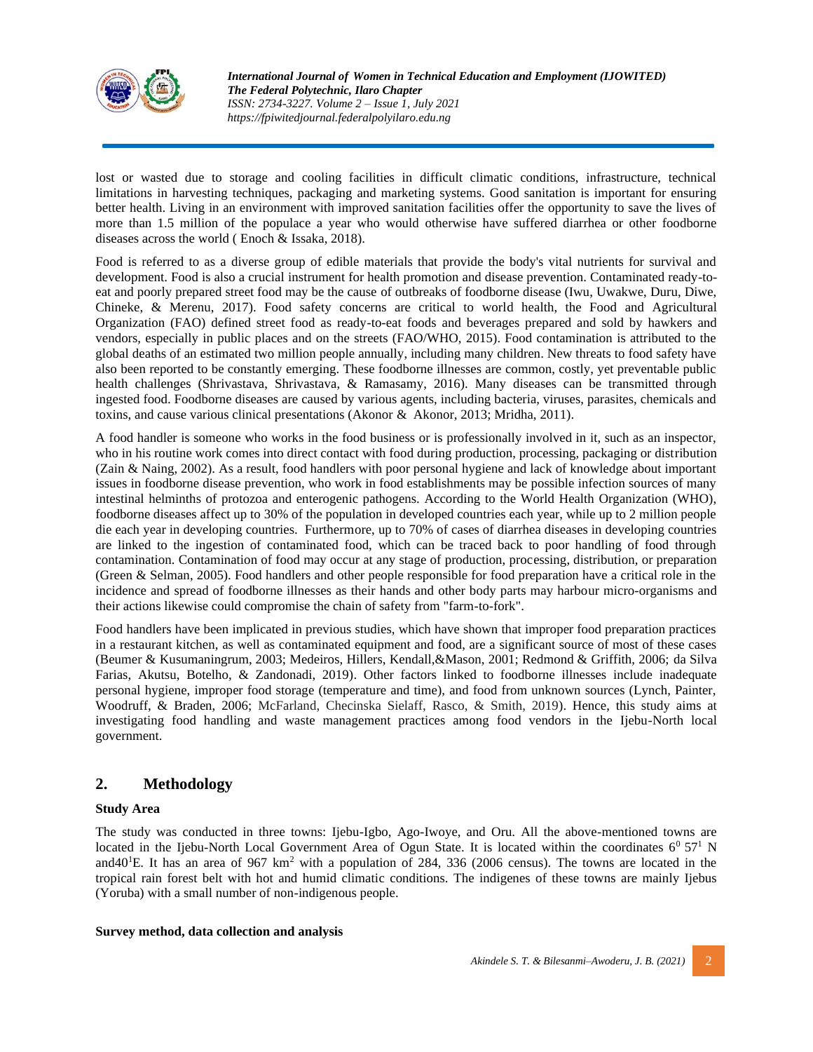lost or wasted due to storage and cooling facilities in difficult climatic conditions, infrastructure, technical limitations in harvesting techniques, packaging and marketing systems. Good sanitation is important for ensuring better health. Living in an environment with improved sanitation facilities offer the opportunity to save the lives of more than 1.5 million of the populace a year who would otherwise have suffered diarrhea or other foodborne diseases across the world ( Enoch & Issaka, 2018).

Food is referred to as a diverse group of edible materials that provide the body's vital nutrients for survival and development. Food is also a crucial instrument for health promotion and disease prevention. Contaminated ready-to-eat and poorly prepared street food may be the cause of outbreaks of foodborne disease (Iwu, Uwakwe, Duru, Diwe, Chineke, & Merenu, 2017). Food safety concerns are critical to world health, the Food and Agricultural Organization (FAO) defined street food as ready-to-eat foods and beverages prepared and sold by hawkers and vendors, especially in public places and on the streets (FAO/WHO, 2015). Food contamination is attributed to the global deaths of an estimated two million people annually, including many children. New threats to food safety have also been reported to be constantly emerging. These foodborne illnesses are common, costly, yet preventable public health challenges (Shrivastava, Shrivastava, & Ramasamy, 2016). Many diseases can be transmitted through ingested food. Foodborne diseases are caused by various agents, including bacteria, viruses, parasites, chemicals and toxins, and cause various clinical presentations (Akonor & Akonor, 2013; Mridha, 2011).

A food handler is someone who works in the food business or is professionally involved in it, such as an inspector, who in his routine work comes into direct contact with food during production, processing, packaging or distribution (Zain & Naing, 2002). As a result, food handlers with poor personal hygiene and lack of knowledge about important issues in foodborne disease prevention, who work in food establishments may be possible infection sources of many intestinal helminths of protozoa and enterogenic pathogens. According to the World Health Organization (WHO), foodborne diseases affect up to 30% of the population in developed countries each year, while up to 2 million people die each year in developing countries. Furthermore, up to 70% of cases of diarrhea diseases in developing countries are linked to the ingestion of contaminated food, which can be traced back to poor handling of food through contamination. Contamination of food may occur at any stage of production, processing, distribution, or preparation (Green & Selman, 2005). Food handlers and other people responsible for food preparation have a critical role in the incidence and spread of foodborne illnesses as their hands and other body parts may harbour micro-organisms and their actions likewise could compromise the chain of safety from "farm-to-fork".

Food handlers have been implicated in previous studies, which have shown that improper food preparation practices in a restaurant kitchen, as well as contaminated equipment and food, are a significant source of most of these cases (Beumer & Kusumaningrum, 2003; Medeiros, Hillers, Kendall,&Mason, 2001; Redmond & Griffith, 2006; da Silva Farias, Akutsu, Botelho, & Zandonadi, 2019). Other factors linked to foodborne illnesses include inadequate personal hygiene, improper food storage (temperature and time), and food from unknown sources (Lynch, Painter, Woodruff, & Braden, 2006; McFarland, Checinska Sielaff, Rasco, & Smith, 2019). Hence, this study aims at investigating food handling and waste management practices among food vendors in the Ijebu-North local government.

## 2. Methodology

**Study Area**

The study was conducted in three towns: Ijebu-Igbo, Ago-Iwoye, and Oru. All the above-mentioned towns are located in the Ijebu-North Local Government Area of Ogun State. It is located within the coordinates $6^0$ $57^1$ N and$40^1$E. It has an area of 967 $km^2$ with a population of 284, 336 (2006 census). The towns are located in the tropical rain forest belt with hot and humid climatic conditions. The indigenes of these towns are mainly Ijebus (Yoruba) with a small number of non-indigenous people.

**Survey method, data collection and analysis**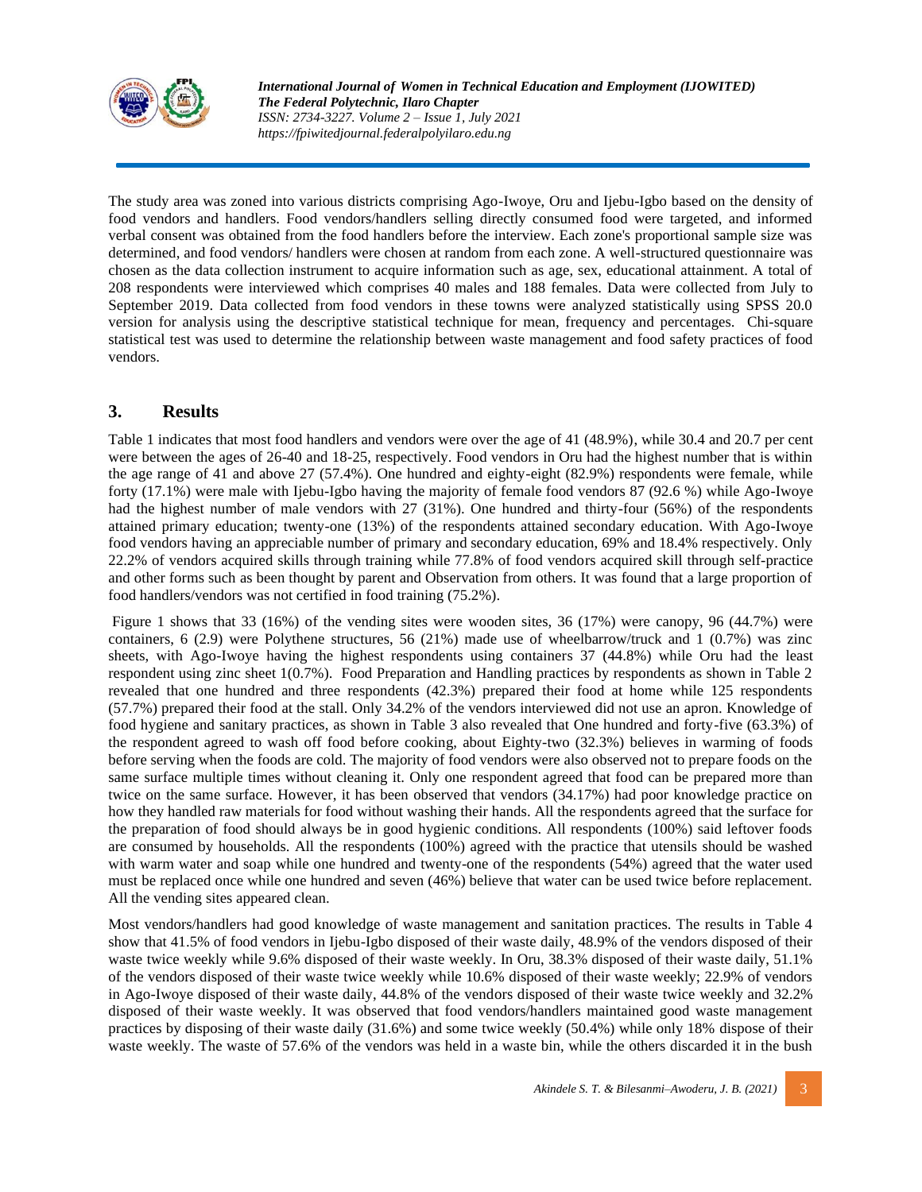The study area was zoned into various districts comprising Ago-Iwoye, Oru and Ijebu-Igbo based on the density of food vendors and handlers. Food vendors/handlers selling directly consumed food were targeted, and informed verbal consent was obtained from the food handlers before the interview. Each zone's proportional sample size was determined, and food vendors/ handlers were chosen at random from each zone. A well-structured questionnaire was chosen as the data collection instrument to acquire information such as age, sex, educational attainment. A total of 208 respondents were interviewed which comprises 40 males and 188 females. Data were collected from July to September 2019. Data collected from food vendors in these towns were analyzed statistically using SPSS 20.0 version for analysis using the descriptive statistical technique for mean, frequency and percentages. Chi-square statistical test was used to determine the relationship between waste management and food safety practices of food vendors.

## 3. Results

Table 1 indicates that most food handlers and vendors were over the age of 41 (48.9%), while 30.4 and 20.7 per cent were between the ages of 26-40 and 18-25, respectively. Food vendors in Oru had the highest number that is within the age range of 41 and above 27 (57.4%). One hundred and eighty-eight (82.9%) respondents were female, while forty (17.1%) were male with Ijebu-Igbo having the majority of female food vendors 87 (92.6 %) while Ago-Iwoye had the highest number of male vendors with 27 (31%). One hundred and thirty-four (56%) of the respondents attained primary education; twenty-one (13%) of the respondents attained secondary education. With Ago-Iwoye food vendors having an appreciable number of primary and secondary education, 69% and 18.4% respectively. Only 22.2% of vendors acquired skills through training while 77.8% of food vendors acquired skill through self-practice and other forms such as been thought by parent and Observation from others. It was found that a large proportion of food handlers/vendors was not certified in food training (75.2%).

Figure 1 shows that 33 (16%) of the vending sites were wooden sites, 36 (17%) were canopy, 96 (44.7%) were containers, 6 (2.9) were Polythene structures, 56 (21%) made use of wheelbarrow/truck and 1 (0.7%) was zinc sheets, with Ago-Iwoye having the highest respondents using containers 37 (44.8%) while Oru had the least respondent using zinc sheet 1(0.7%). Food Preparation and Handling practices by respondents as shown in Table 2 revealed that one hundred and three respondents (42.3%) prepared their food at home while 125 respondents (57.7%) prepared their food at the stall. Only 34.2% of the vendors interviewed did not use an apron. Knowledge of food hygiene and sanitary practices, as shown in Table 3 also revealed that One hundred and forty-five (63.3%) of the respondent agreed to wash off food before cooking, about Eighty-two (32.3%) believes in warming of foods before serving when the foods are cold. The majority of food vendors were also observed not to prepare foods on the same surface multiple times without cleaning it. Only one respondent agreed that food can be prepared more than twice on the same surface. However, it has been observed that vendors (34.17%) had poor knowledge practice on how they handled raw materials for food without washing their hands. All the respondents agreed that the surface for the preparation of food should always be in good hygienic conditions. All respondents (100%) said leftover foods are consumed by households. All the respondents (100%) agreed with the practice that utensils should be washed with warm water and soap while one hundred and twenty-one of the respondents (54%) agreed that the water used must be replaced once while one hundred and seven (46%) believe that water can be used twice before replacement. All the vending sites appeared clean.

Most vendors/handlers had good knowledge of waste management and sanitation practices. The results in Table 4 show that 41.5% of food vendors in Ijebu-Igbo disposed of their waste daily, 48.9% of the vendors disposed of their waste twice weekly while 9.6% disposed of their waste weekly. In Oru, 38.3% disposed of their waste daily, 51.1% of the vendors disposed of their waste twice weekly while 10.6% disposed of their waste weekly; 22.9% of vendors in Ago-Iwoye disposed of their waste daily, 44.8% of the vendors disposed of their waste twice weekly and 32.2% disposed of their waste weekly. It was observed that food vendors/handlers maintained good waste management practices by disposing of their waste daily (31.6%) and some twice weekly (50.4%) while only 18% dispose of their waste weekly. The waste of 57.6% of the vendors was held in a waste bin, while the others discarded it in the bush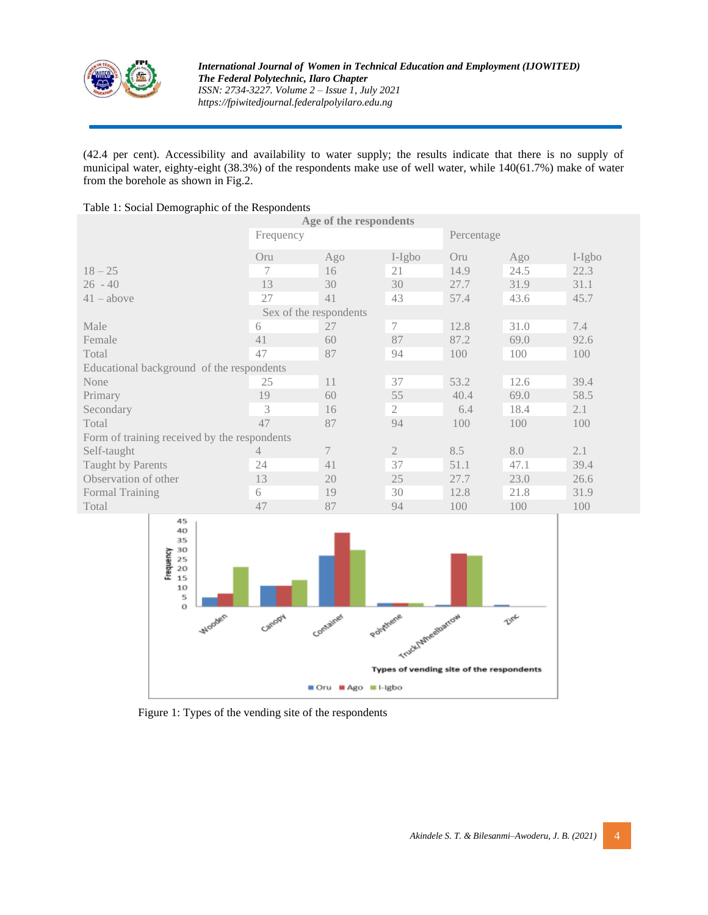(42.4 per cent). Accessibility and availability to water supply; the results indicate that there is no supply of municipal water, eighty-eight (38.3%) of the respondents make use of well water, while 140(61.7%) make of water from the borehole as shown in Fig.2.

Table 1: Social Demographic of the Respondents

| Age of the respondents | | | | | | |
|---|---|---|---|---|---|---|
| | Frequency | | | Percentage | | |
| | Oru | Ago | I-Igbo | Oru | Ago | I-Igbo |
| 18 – 25 | 7 | 16 | 21 | 14.9 | 24.5 | 22.3 |
| 26 - 40 | 13 | 30 | 30 | 27.7 | 31.9 | 31.1 |
| 41 – above | 27 | 41 | 43 | 57.4 | 43.6 | 45.7 |
| **Sex of the respondents** | | | | | | |
| Male | 6 | 27 | 7 | 12.8 | 31.0 | 7.4 |
| Female | 41 | 60 | 87 | 87.2 | 69.0 | 92.6 |
| Total | 47 | 87 | 94 | 100 | 100 | 100 |
| **Educational background of the respondents** | | | | | | |
| None | 25 | 11 | 37 | 53.2 | 12.6 | 39.4 |
| Primary | 19 | 60 | 55 | 40.4 | 69.0 | 58.5 |
| Secondary | 3 | 16 | 2 | 6.4 | 18.4 | 2.1 |
| Total | 47 | 87 | 94 | 100 | 100 | 100 |
| **Form of training received by the respondents** | | | | | | |
| Self-taught | 4 | 7 | 2 | 8.5 | 8.0 | 2.1 |
| Taught by Parents | 24 | 41 | 37 | 51.1 | 47.1 | 39.4 |
| Observation of other | 13 | 20 | 25 | 27.7 | 23.0 | 26.6 |
| Formal Training | 6 | 19 | 30 | 12.8 | 21.8 | 31.9 |
| Total | 47 | 87 | 94 | 100 | 100 | 100 |

Figure 1: Types of the vending site of the respondents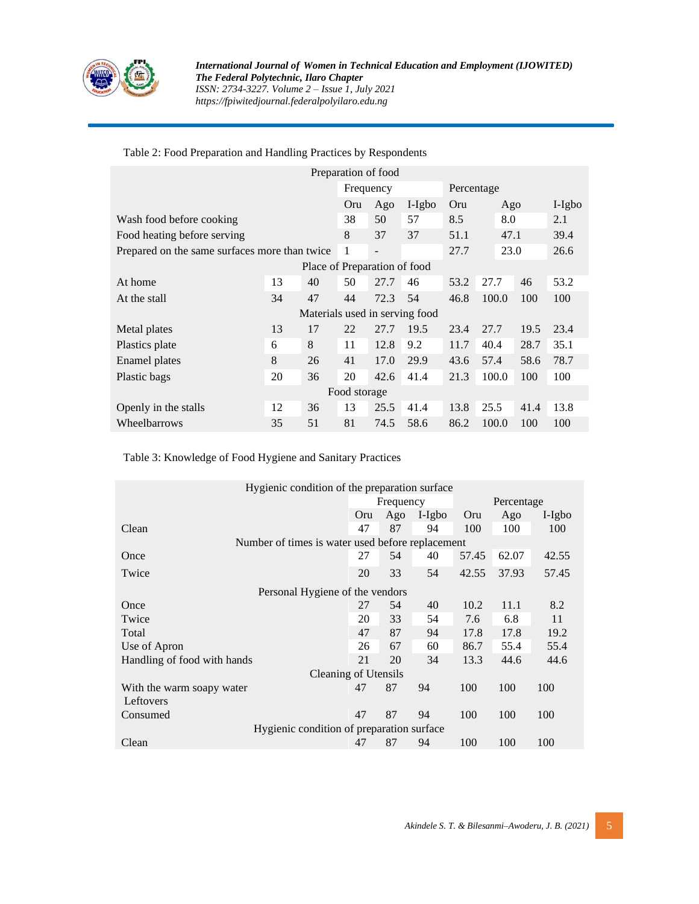Table 2: Food Preparation and Handling Practices by Respondents

| Preparation of food | | | | | | | | | | |
|---|---|---|---|---|---|---|---|---|---|---|
| | | | Frequency | | | Percentage | | | | |
| | | | Oru | Ago | I-Igbo | Oru | | Ago | | I-Igbo |
| Wash food before cooking | | | 38 | 50 | 57 | 8.5 | | 8.0 | | 2.1 |
| Food heating before serving | | | 8 | 37 | 37 | 51.1 | | 47.1 | | 39.4 |
| Prepared on the same surfaces more than twice | | | 1 | - | | 27.7 | | 23.0 | | 26.6 |
| Place of Preparation of food | | | | | | | | | | |
| At home | 13 | 40 | 50 | 27.7 | 46 | 53.2 | 27.7 | 46 | | 53.2 |
| At the stall | 34 | 47 | 44 | 72.3 | 54 | 46.8 | 100.0 | 100 | | 100 |
| Materials used in serving food | | | | | | | | | | |
| Metal plates | 13 | 17 | 22 | 27.7 | 19.5 | 23.4 | 27.7 | 19.5 | | 23.4 |
| Plastics plate | 6 | 8 | 11 | 12.8 | 9.2 | 11.7 | 40.4 | 28.7 | | 35.1 |
| Enamel plates | 8 | 26 | 41 | 17.0 | 29.9 | 43.6 | 57.4 | 58.6 | | 78.7 |
| Plastic bags | 20 | 36 | 20 | 42.6 | 41.4 | 21.3 | 100.0 | 100 | | 100 |
| Food storage | | | | | | | | | | |
| Openly in the stalls | 12 | 36 | 13 | 25.5 | 41.4 | 13.8 | 25.5 | 41.4 | | 13.8 |
| Wheelbarrows | 35 | 51 | 81 | 74.5 | 58.6 | 86.2 | 100.0 | 100 | | 100 |

Table 3: Knowledge of Food Hygiene and Sanitary Practices

| Hygienic condition of the preparation surface | | | | | | |
|---|---|---|---|---|---|---|
| | Frequency | | | Percentage | | |
| | Oru | Ago | I-Igbo | Oru | Ago | I-Igbo |
| Clean | 47 | 87 | 94 | 100 | 100 | 100 |
| Number of times is water used before replacement | | | | | | |
| Once | 27 | 54 | 40 | 57.45 | 62.07 | 42.55 |
| Twice | 20 | 33 | 54 | 42.55 | 37.93 | 57.45 |
| Personal Hygiene of the vendors | | | | | | |
| Once | 27 | 54 | 40 | 10.2 | 11.1 | 8.2 |
| Twice | 20 | 33 | 54 | 7.6 | 6.8 | 11 |
| Total | 47 | 87 | 94 | 17.8 | 17.8 | 19.2 |
| Use of Apron | 26 | 67 | 60 | 86.7 | 55.4 | 55.4 |
| Handling of food with hands | 21 | 20 | 34 | 13.3 | 44.6 | 44.6 |
| Cleaning of Utensils | | | | | | |
| With the warm soapy water | 47 | 87 | 94 | 100 | 100 | 100 |
| Leftovers | | | | | | |
| Consumed | 47 | 87 | 94 | 100 | 100 | 100 |
| Hygienic condition of preparation surface | | | | | | |
| Clean | 47 | 87 | 94 | 100 | 100 | 100 |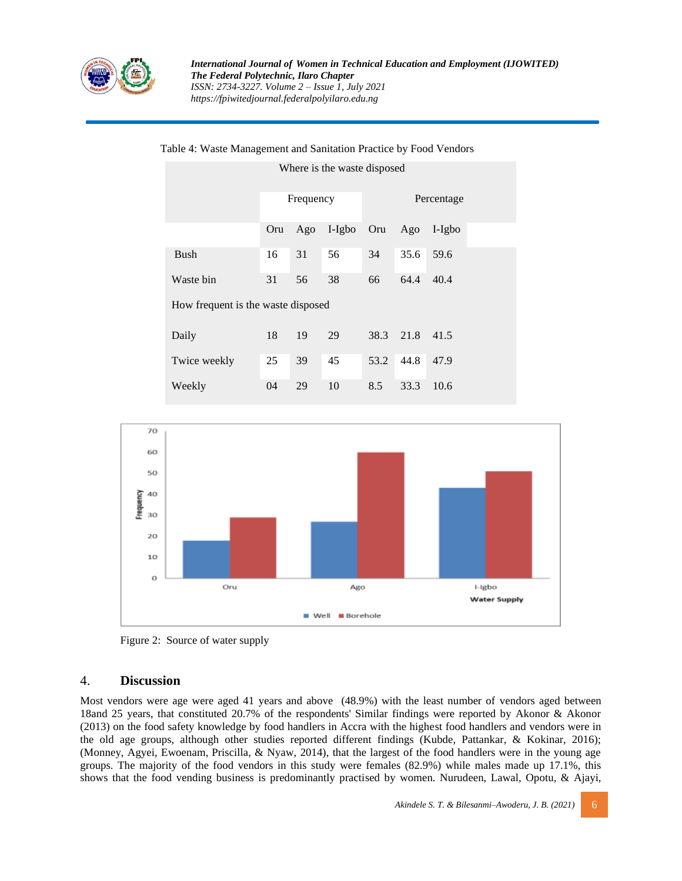Table 4: Waste Management and Sanitation Practice by Food Vendors

| Where is the waste disposed | Frequency | | | Percentage | | |
|---|---|---|---|---|---|---|
| | Oru | Ago | I-Igbo | Oru | Ago | I-Igbo |
| Bush | 16 | 31 | 56 | 34 | 35.6 | 59.6 |
| Waste bin | 31 | 56 | 38 | 66 | 64.4 | 40.4 |
| How frequent is the waste disposed | | | | | | |
| Daily | 18 | 19 | 29 | 38.3 | 21.8 | 41.5 |
| Twice weekly | 25 | 39 | 45 | 53.2 | 44.8 | 47.9 |
| Weekly | 04 | 29 | 10 | 8.5 | 33.3 | 10.6 |

Figure 2: Source of water supply

## 4. Discussion

Most vendors were age were aged 41 years and above (48.9%) with the least number of vendors aged between 18and 25 years, that constituted 20.7% of the respondents' Similar findings were reported by Akonor & Akonor (2013) on the food safety knowledge by food handlers in Accra with the highest food handlers and vendors were in the old age groups, although other studies reported different findings (Kubde, Pattankar, & Kokinar, 2016); (Monney, Agyei, Ewoenam, Priscilla, & Nyaw, 2014), that the largest of the food handlers were in the young age groups. The majority of the food vendors in this study were females (82.9%) while males made up 17.1%, this shows that the food vending business is predominantly practised by women. Nurudeen, Lawal, Opotu, & Ajayi,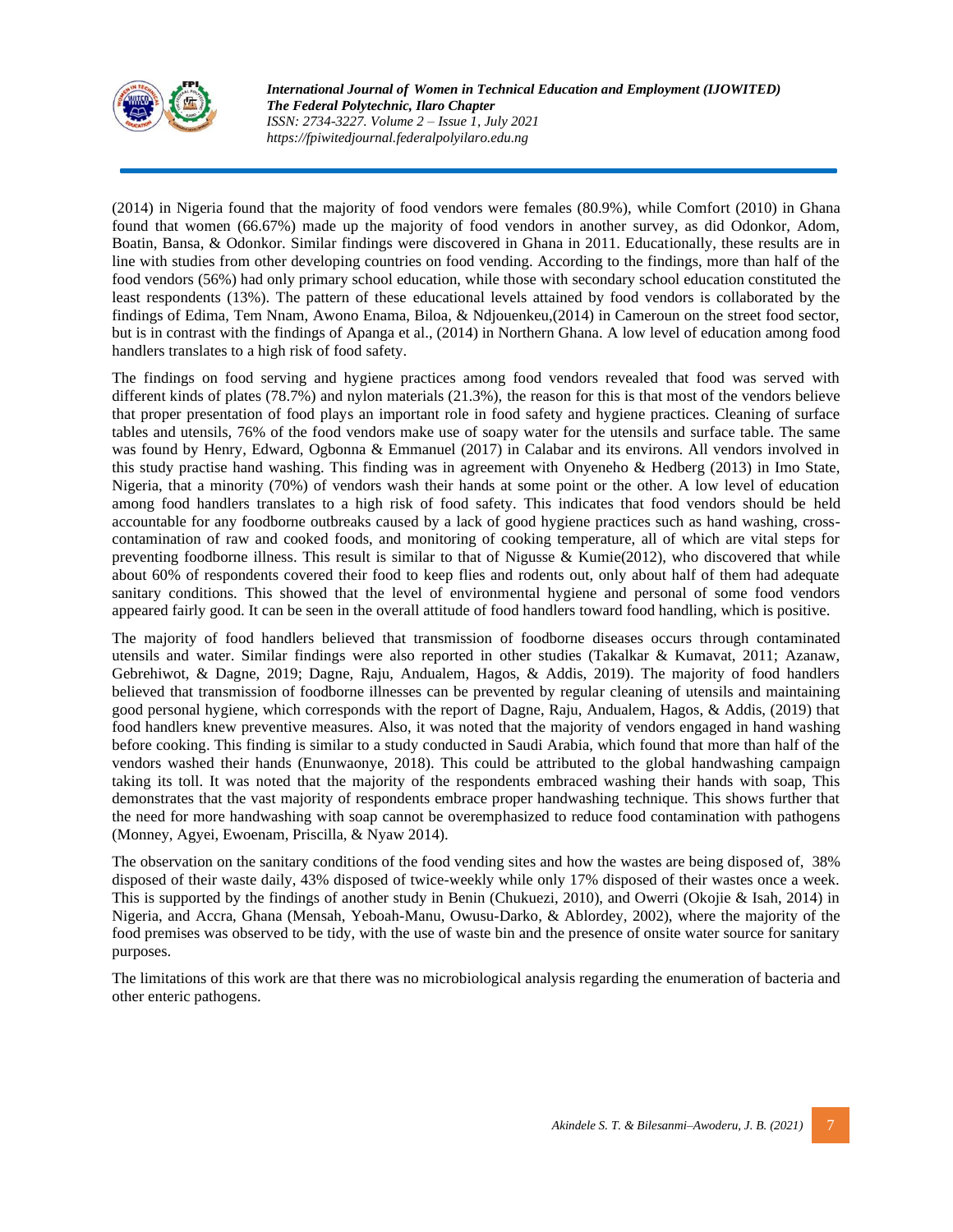(2014) in Nigeria found that the majority of food vendors were females (80.9%), while Comfort (2010) in Ghana found that women (66.67%) made up the majority of food vendors in another survey, as did Odonkor, Adom, Boatin, Bansa, & Odonkor. Similar findings were discovered in Ghana in 2011. Educationally, these results are in line with studies from other developing countries on food vending. According to the findings, more than half of the food vendors (56%) had only primary school education, while those with secondary school education constituted the least respondents (13%). The pattern of these educational levels attained by food vendors is collaborated by the findings of Edima, Tem Nnam, Awono Enama, Biloa, & Ndjouenkeu,(2014) in Cameroun on the street food sector, but is in contrast with the findings of Apanga et al., (2014) in Northern Ghana. A low level of education among food handlers translates to a high risk of food safety.

The findings on food serving and hygiene practices among food vendors revealed that food was served with different kinds of plates (78.7%) and nylon materials (21.3%), the reason for this is that most of the vendors believe that proper presentation of food plays an important role in food safety and hygiene practices. Cleaning of surface tables and utensils, 76% of the food vendors make use of soapy water for the utensils and surface table. The same was found by Henry, Edward, Ogbonna & Emmanuel (2017) in Calabar and its environs. All vendors involved in this study practise hand washing. This finding was in agreement with Onyeneho & Hedberg (2013) in Imo State, Nigeria, that a minority (70%) of vendors wash their hands at some point or the other. A low level of education among food handlers translates to a high risk of food safety. This indicates that food vendors should be held accountable for any foodborne outbreaks caused by a lack of good hygiene practices such as hand washing, cross-contamination of raw and cooked foods, and monitoring of cooking temperature, all of which are vital steps for preventing foodborne illness. This result is similar to that of Nigusse & Kumie(2012), who discovered that while about 60% of respondents covered their food to keep flies and rodents out, only about half of them had adequate sanitary conditions. This showed that the level of environmental hygiene and personal of some food vendors appeared fairly good. It can be seen in the overall attitude of food handlers toward food handling, which is positive.

The majority of food handlers believed that transmission of foodborne diseases occurs through contaminated utensils and water. Similar findings were also reported in other studies (Takalkar & Kumavat, 2011; Azanaw, Gebrehiwot, & Dagne, 2019; Dagne, Raju, Andualem, Hagos, & Addis, 2019). The majority of food handlers believed that transmission of foodborne illnesses can be prevented by regular cleaning of utensils and maintaining good personal hygiene, which corresponds with the report of Dagne, Raju, Andualem, Hagos, & Addis, (2019) that food handlers knew preventive measures. Also, it was noted that the majority of vendors engaged in hand washing before cooking. This finding is similar to a study conducted in Saudi Arabia, which found that more than half of the vendors washed their hands (Enunwaonye, 2018). This could be attributed to the global handwashing campaign taking its toll. It was noted that the majority of the respondents embraced washing their hands with soap, This demonstrates that the vast majority of respondents embrace proper handwashing technique. This shows further that the need for more handwashing with soap cannot be overemphasized to reduce food contamination with pathogens (Monney, Agyei, Ewoenam, Priscilla, & Nyaw 2014).

The observation on the sanitary conditions of the food vending sites and how the wastes are being disposed of, 38% disposed of their waste daily, 43% disposed of twice-weekly while only 17% disposed of their wastes once a week. This is supported by the findings of another study in Benin (Chukuezi, 2010), and Owerri (Okojie & Isah, 2014) in Nigeria, and Accra, Ghana (Mensah, Yeboah-Manu, Owusu-Darko, & Ablordey, 2002), where the majority of the food premises was observed to be tidy, with the use of waste bin and the presence of onsite water source for sanitary purposes.

The limitations of this work are that there was no microbiological analysis regarding the enumeration of bacteria and other enteric pathogens.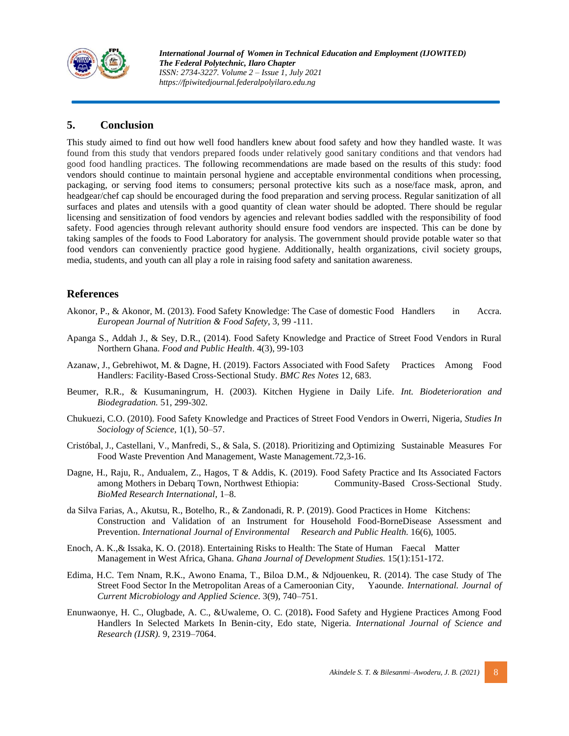## 5. Conclusion

This study aimed to find out how well food handlers knew about food safety and how they handled waste. It was found from this study that vendors prepared foods under relatively good sanitary conditions and that vendors had good food handling practices. The following recommendations are made based on the results of this study: food vendors should continue to maintain personal hygiene and acceptable environmental conditions when processing, packaging, or serving food items to consumers; personal protective kits such as a nose/face mask, apron, and headgear/chef cap should be encouraged during the food preparation and serving process. Regular sanitization of all surfaces and plates and utensils with a good quantity of clean water should be adopted. There should be regular licensing and sensitization of food vendors by agencies and relevant bodies saddled with the responsibility of food safety. Food agencies through relevant authority should ensure food vendors are inspected. This can be done by taking samples of the foods to Food Laboratory for analysis. The government should provide potable water so that food vendors can conveniently practice good hygiene. Additionally, health organizations, civil society groups, media, students, and youth can all play a role in raising food safety and sanitation awareness.

## References

Akonor, P., & Akonor, M. (2013). Food Safety Knowledge: The Case of domestic Food Handlers in Accra. *European Journal of Nutrition & Food Safety*, 3, 99 -111.

Apanga S., Addah J., & Sey, D.R., (2014). Food Safety Knowledge and Practice of Street Food Vendors in Rural Northern Ghana. *Food and Public Health*. 4(3), 99-103

Azanaw, J., Gebrehiwot, M. & Dagne, H. (2019). Factors Associated with Food Safety Practices Among Food Handlers: Facility-Based Cross-Sectional Study. *BMC Res Notes* 12, 683.

Beumer, R.R., & Kusumaningrum, H. (2003). Kitchen Hygiene in Daily Life. *Int. Biodeterioration and Biodegradation.* 51, 299-302.

Chukuezi, C.O. (2010). Food Safety Knowledge and Practices of Street Food Vendors in Owerri, Nigeria, *Studies In Sociology of Science,* 1(1), 50–57.

Cristóbal, J., Castellani, V., Manfredi, S., & Sala, S. (2018). Prioritizing and Optimizing Sustainable Measures For Food Waste Prevention And Management, Waste Management.72,3-16.

Dagne, H., Raju, R., Andualem, Z., Hagos, T & Addis, K. (2019). Food Safety Practice and Its Associated Factors among Mothers in Debarq Town, Northwest Ethiopia: Community-Based Cross-Sectional Study. *BioMed Research International*, 1–8.

da Silva Farias, A., Akutsu, R., Botelho, R., & Zandonadi, R. P. (2019). Good Practices in Home Kitchens: Construction and Validation of an Instrument for Household Food-BorneDisease Assessment and Prevention. *International Journal of Environmental Research and Public Health.* 16(6), 1005.

Enoch, A. K.,& Issaka, K. O. (2018). Entertaining Risks to Health: The State of Human Faecal Matter Management in West Africa, Ghana. *Ghana Journal of Development Studies.* 15(1):151-172.

Edima, H.C. Tem Nnam, R.K., Awono Enama, T., Biloa D.M., & Ndjouenkeu, R. (2014). The case Study of The Street Food Sector In the Metropolitan Areas of a Cameroonian City, Yaounde. *International. Journal of Current Microbiology and Applied Science*. 3(9), 740–751.

Enunwaonye, H. C., Olugbade, A. C., &Uwaleme, O. C. (2018)**.** Food Safety and Hygiene Practices Among Food Handlers In Selected Markets In Benin-city, Edo state, Nigeria. *International Journal of Science and Research (IJSR).* 9, 2319–7064.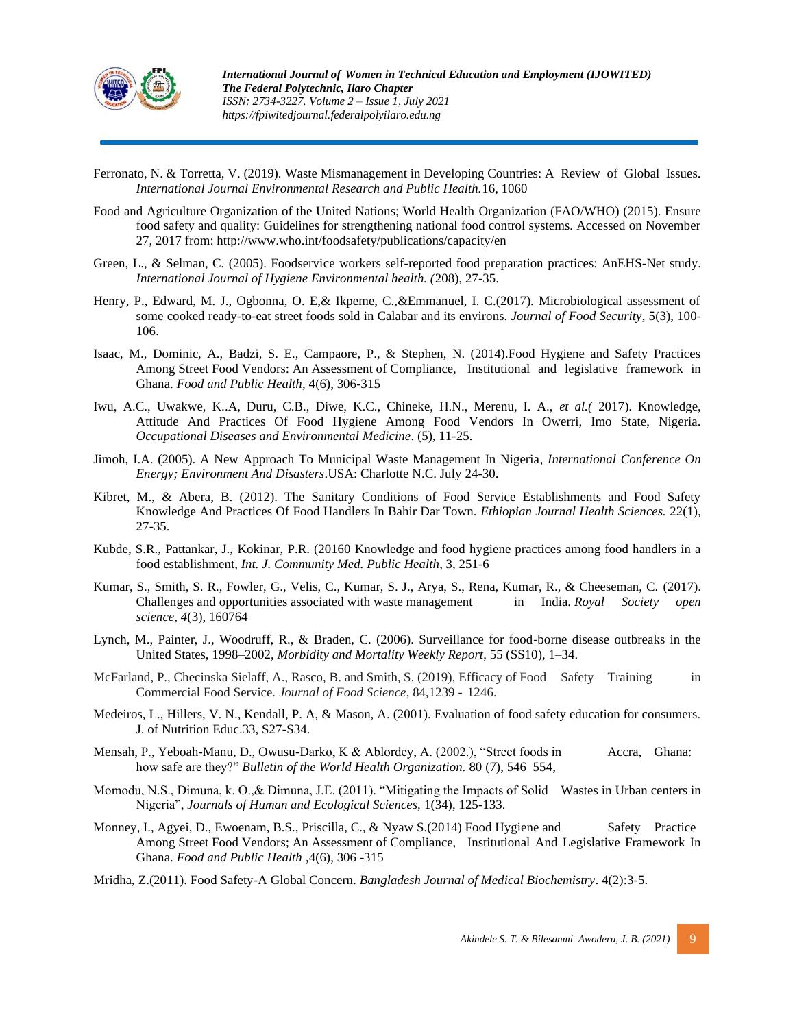Ferronato, N. & Torretta, V. (2019). Waste Mismanagement in Developing Countries: A Review of Global Issues. *International Journal Environmental Research and Public Health.*16, 1060

Food and Agriculture Organization of the United Nations; World Health Organization (FAO/WHO) (2015). Ensure food safety and quality: Guidelines for strengthening national food control systems. Accessed on November 27, 2017 from: http://www.who.int/foodsafety/publications/capacity/en

Green, L., & Selman, C. (2005). Foodservice workers self-reported food preparation practices: AnEHS-Net study. *International Journal of Hygiene Environmental health. (*208), 27-35.

Henry, P., Edward, M. J., Ogbonna, O. E,& Ikpeme, C.,&Emmanuel, I. C.(2017). Microbiological assessment of some cooked ready-to-eat street foods sold in Calabar and its environs. *Journal of Food Security*, 5(3), 100-106.

Isaac, M., Dominic, A., Badzi, S. E., Campaore, P., & Stephen, N. (2014).Food Hygiene and Safety Practices Among Street Food Vendors: An Assessment of Compliance, Institutional and legislative framework in Ghana. *Food and Public Health*, 4(6), 306-315

Iwu, A.C., Uwakwe, K..A, Duru, C.B., Diwe, K.C., Chineke, H.N., Merenu, I. A., *et al.(* 2017). Knowledge, Attitude And Practices Of Food Hygiene Among Food Vendors In Owerri, Imo State, Nigeria. *Occupational Diseases and Environmental Medicine*. (5), 11-25.

Jimoh, I.A. (2005). A New Approach To Municipal Waste Management In Nigeria, *International Conference On Energy; Environment And Disasters*.USA: Charlotte N.C. July 24-30.

Kibret, M., & Abera, B. (2012). The Sanitary Conditions of Food Service Establishments and Food Safety Knowledge And Practices Of Food Handlers In Bahir Dar Town. *Ethiopian Journal Health Sciences.* 22(1), 27-35.

Kubde, S.R., Pattankar, J., Kokinar, P.R. (20160 Knowledge and food hygiene practices among food handlers in a food establishment, *Int. J. Community Med. Public Health*, 3, 251-6

Kumar, S., Smith, S. R., Fowler, G., Velis, C., Kumar, S. J., Arya, S., Rena, Kumar, R., & Cheeseman, C. (2017). Challenges and opportunities associated with waste management in India. *Royal Society open science*, *4*(3), 160764

Lynch, M., Painter, J., Woodruff, R., & Braden, C. (2006). Surveillance for food-borne disease outbreaks in the United States, 1998–2002, *Morbidity and Mortality Weekly Report*, 55 (SS10), 1–34.

McFarland, P., Checinska Sielaff, A., Rasco, B. and Smith, S. (2019), Efficacy of Food Safety Training in Commercial Food Service. *Journal of Food Science*, 84,1239 - 1246.

Medeiros, L., Hillers, V. N., Kendall, P. A, & Mason, A. (2001). Evaluation of food safety education for consumers. J. of Nutrition Educ.33, S27-S34.

Mensah, P., Yeboah-Manu, D., Owusu-Darko, K & Ablordey, A. (2002.), "Street foods in Accra, Ghana: how safe are they?" *Bulletin of the World Health Organization.* 80 (7), 546–554,

Momodu, N.S., Dimuna, k. O.,& Dimuna, J.E. (2011). "Mitigating the Impacts of Solid Wastes in Urban centers in Nigeria", *Journals of Human and Ecological Sciences,* 1(34), 125-133.

Monney, I., Agyei, D., Ewoenam, B.S., Priscilla, C., & Nyaw S.(2014) Food Hygiene and Safety Practice Among Street Food Vendors; An Assessment of Compliance, Institutional And Legislative Framework In Ghana. *Food and Public Health* ,4(6), 306 -315

Mridha, Z.(2011). Food Safety-A Global Concern. *Bangladesh Journal of Medical Biochemistry*. 4(2):3-5.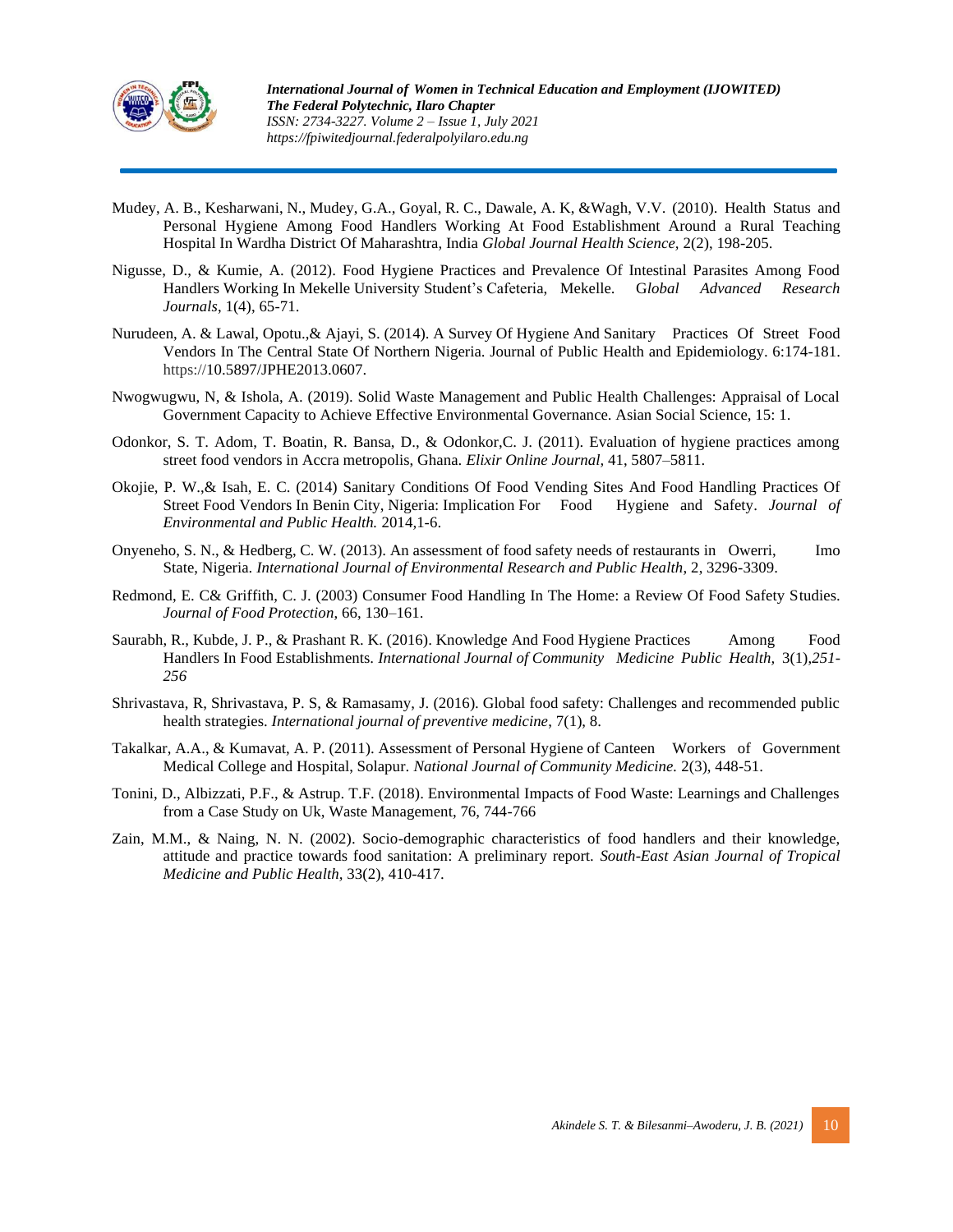Mudey, A. B., Kesharwani, N., Mudey, G.A., Goyal, R. C., Dawale, A. K, &Wagh, V.V. (2010). Health Status and Personal Hygiene Among Food Handlers Working At Food Establishment Around a Rural Teaching Hospital In Wardha District Of Maharashtra, India *Global Journal Health Science,* 2(2), 198-205.

Nigusse, D., & Kumie, A. (2012). Food Hygiene Practices and Prevalence Of Intestinal Parasites Among Food Handlers Working In Mekelle University Student's Cafeteria, Mekelle. G*lobal Advanced Research Journals*, 1(4), 65-71.

Nurudeen, A. & Lawal, Opotu.,& Ajayi, S. (2014). A Survey Of Hygiene And Sanitary Practices Of Street Food Vendors In The Central State Of Northern Nigeria. Journal of Public Health and Epidemiology. 6:174-181. https://10.5897/JPHE2013.0607.

Nwogwugwu, N, & Ishola, A. (2019). Solid Waste Management and Public Health Challenges: Appraisal of Local Government Capacity to Achieve Effective Environmental Governance. Asian Social Science, 15: 1.

Odonkor, S. T. Adom, T. Boatin, R. Bansa, D., & Odonkor,C. J. (2011). Evaluation of hygiene practices among street food vendors in Accra metropolis, Ghana. *Elixir Online Journal,* 41, 5807–5811.

Okojie, P. W.,& Isah, E. C. (2014) Sanitary Conditions Of Food Vending Sites And Food Handling Practices Of Street Food Vendors In Benin City, Nigeria: Implication For Food Hygiene and Safety. *Journal of Environmental and Public Health.* 2014,1-6.

Onyeneho, S. N., & Hedberg, C. W. (2013). An assessment of food safety needs of restaurants in Owerri, Imo State, Nigeria. *International Journal of Environmental Research and Public Health*, 2, 3296-3309.

Redmond, E. C& Griffith, C. J. (2003) Consumer Food Handling In The Home: a Review Of Food Safety Studies. *Journal of Food Protection,* 66, 130–161.

Saurabh, R., Kubde, J. P., & Prashant R. K. (2016). Knowledge And Food Hygiene Practices Among Food Handlers In Food Establishments. *International Journal of Community Medicine Public Health,* 3(1),*251-256*

Shrivastava, R, Shrivastava, P. S, & Ramasamy, J. (2016). Global food safety: Challenges and recommended public health strategies. *International journal of preventive medicine*, 7(1), 8.

Takalkar, A.A., & Kumavat, A. P. (2011). Assessment of Personal Hygiene of Canteen Workers of Government Medical College and Hospital, Solapur. *National Journal of Community Medicine.* 2(3), 448-51.

Tonini, D., Albizzati, P.F., & Astrup. T.F. (2018). Environmental Impacts of Food Waste: Learnings and Challenges from a Case Study on Uk, Waste Management, 76, 744-766

Zain, M.M., & Naing, N. N. (2002). Socio-demographic characteristics of food handlers and their knowledge, attitude and practice towards food sanitation: A preliminary report. *South-East Asian Journal of Tropical Medicine and Public Health,* 33(2), 410-417.